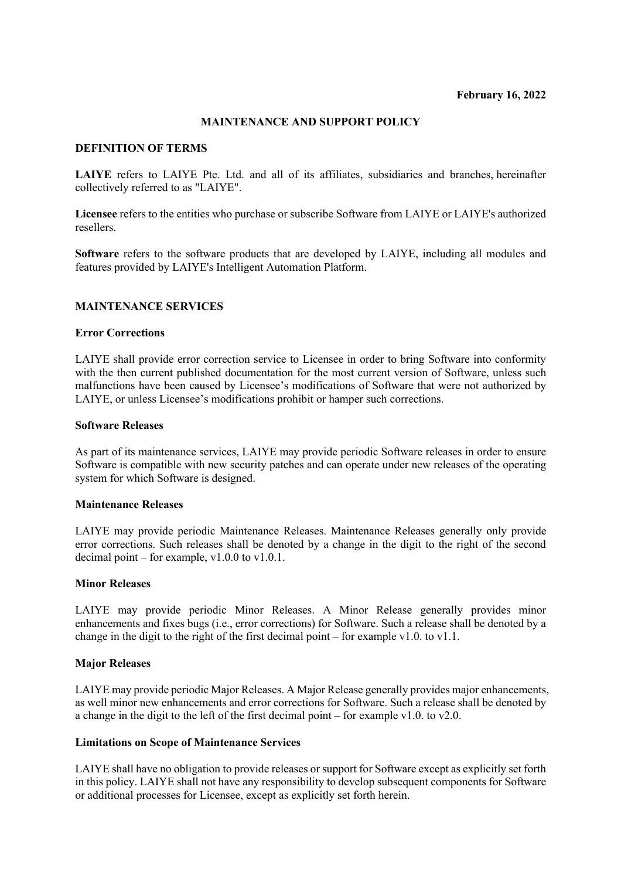**February 16, 2022**

# MAINTENANCE AND SUPPORT POLICY

## DEFINITION OF TERMS

**LAIYE** refers to LAIYE Pte. Ltd. and all of its affiliates, subsidiaries and branches, hereinafter collectively referred to as "LAIYE".

**Licensee** refers to the entities who purchase or subscribe Software from LAIYE or LAIYE's authorized resellers.

**Software** refers to the software products that are developed by LAIYE, including all modules and features provided by LAIYE's Intelligent Automation Platform.

## MAINTENANCE SERVICES

### Error Corrections

LAIYE shall provide error correction service to Licensee in order to bring Software into conformity with the then current published documentation for the most current version of Software, unless such malfunctions have been caused by Licensee's modifications of Software that were not authorized by LAIYE, or unless Licensee's modifications prohibit or hamper such corrections.

### Software Releases

As part of its maintenance services, LAIYE may provide periodic Software releases in order to ensure Software is compatible with new security patches and can operate under new releases of the operating system for which Software is designed.

### Maintenance Releases

LAIYE may provide periodic Maintenance Releases. Maintenance Releases generally only provide error corrections. Such releases shall be denoted by a change in the digit to the right of the second decimal point – for example, v1.0.0 to v1.0.1.

### Minor Releases

LAIYE may provide periodic Minor Releases. A Minor Release generally provides minor enhancements and fixes bugs (i.e., error corrections) for Software. Such a release shall be denoted by a change in the digit to the right of the first decimal point – for example v1.0. to v1.1.

### Major Releases

LAIYE may provide periodic Major Releases. A Major Release generally provides major enhancements, as well minor new enhancements and error corrections for Software. Such a release shall be denoted by a change in the digit to the left of the first decimal point – for example v1.0. to v2.0.

### Limitations on Scope of Maintenance Services

LAIYE shall have no obligation to provide releases or support for Software except as explicitly set forth in this policy. LAIYE shall not have any responsibility to develop subsequent components for Software or additional processes for Licensee, except as explicitly set forth herein.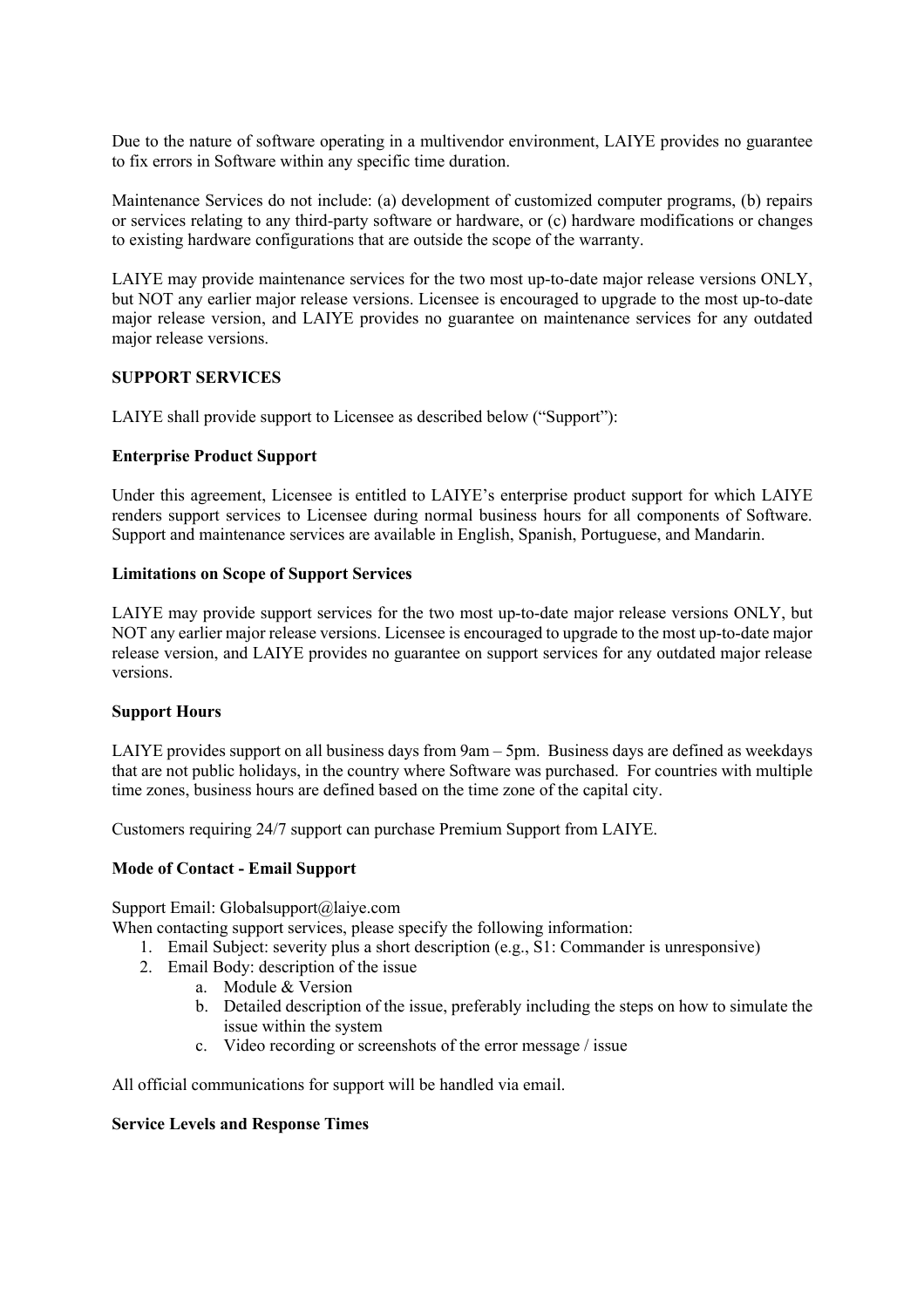Due to the nature of software operating in a multivendor environment, LAIYE provides no guarantee to fix errors in Software within any specific time duration.

Maintenance Services do not include: (a) development of customized computer programs, (b) repairs or services relating to any third-party software or hardware, or (c) hardware modifications or changes to existing hardware configurations that are outside the scope of the warranty.

LAIYE may provide maintenance services for the two most up-to-date major release versions ONLY, but NOT any earlier major release versions. Licensee is encouraged to upgrade to the most up-to-date major release version, and LAIYE provides no guarantee on maintenance services for any outdated major release versions.

**SUPPORT SERVICES**

LAIYE shall provide support to Licensee as described below ("Support"):

**Enterprise Product Support**

Under this agreement, Licensee is entitled to LAIYE's enterprise product support for which LAIYE renders support services to Licensee during normal business hours for all components of Software. Support and maintenance services are available in English, Spanish, Portuguese, and Mandarin.

**Limitations on Scope of Support Services**

LAIYE may provide support services for the two most up-to-date major release versions ONLY, but NOT any earlier major release versions. Licensee is encouraged to upgrade to the most up-to-date major release version, and LAIYE provides no guarantee on support services for any outdated major release versions.

**Support Hours**

LAIYE provides support on all business days from 9am – 5pm. Business days are defined as weekdays that are not public holidays, in the country where Software was purchased. For countries with multiple time zones, business hours are defined based on the time zone of the capital city.

Customers requiring 24/7 support can purchase Premium Support from LAIYE.

**Mode of Contact - Email Support**

Support Email: Globalsupport@laiye.com
When contacting support services, please specify the following information:

1. Email Subject: severity plus a short description (e.g., S1: Commander is unresponsive)
2. Email Body: description of the issue
   a. Module & Version
   b. Detailed description of the issue, preferably including the steps on how to simulate the issue within the system
   c. Video recording or screenshots of the error message / issue

All official communications for support will be handled via email.

**Service Levels and Response Times**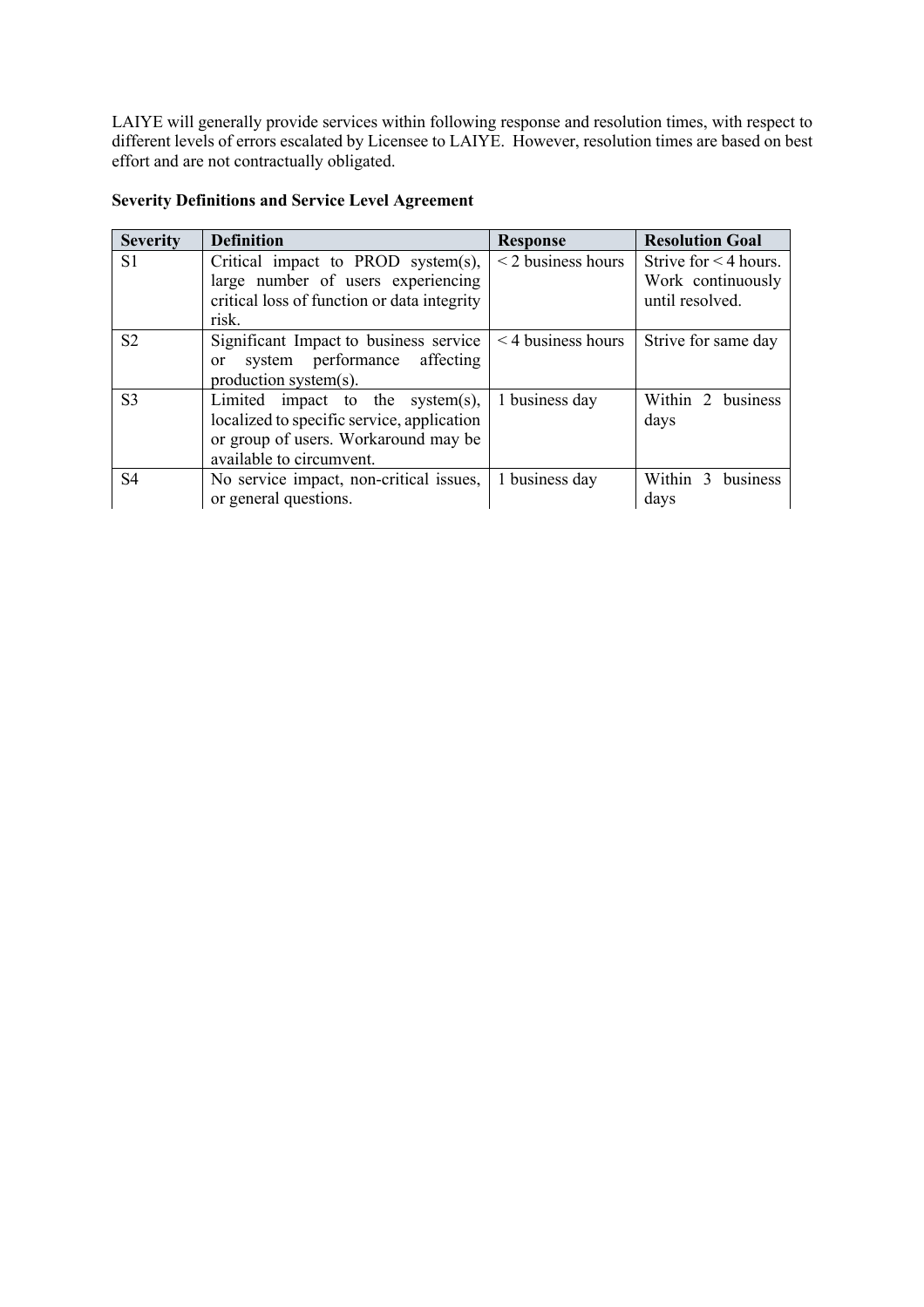LAIYE will generally provide services within following response and resolution times, with respect to different levels of errors escalated by Licensee to LAIYE. However, resolution times are based on best effort and are not contractually obligated.

**Severity Definitions and Service Level Agreement**

| Severity | Definition | Response | Resolution Goal |
|---|---|---|---|
| S1 | Critical impact to PROD system(s), large number of users experiencing critical loss of function or data integrity risk. | < 2 business hours | Strive for < 4 hours. Work continuously until resolved. |
| S2 | Significant Impact to business service or system performance affecting production system(s). | < 4 business hours | Strive for same day |
| S3 | Limited impact to the system(s), localized to specific service, application or group of users. Workaround may be available to circumvent. | 1 business day | Within 2 business days |
| S4 | No service impact, non-critical issues, or general questions. | 1 business day | Within 3 business days |